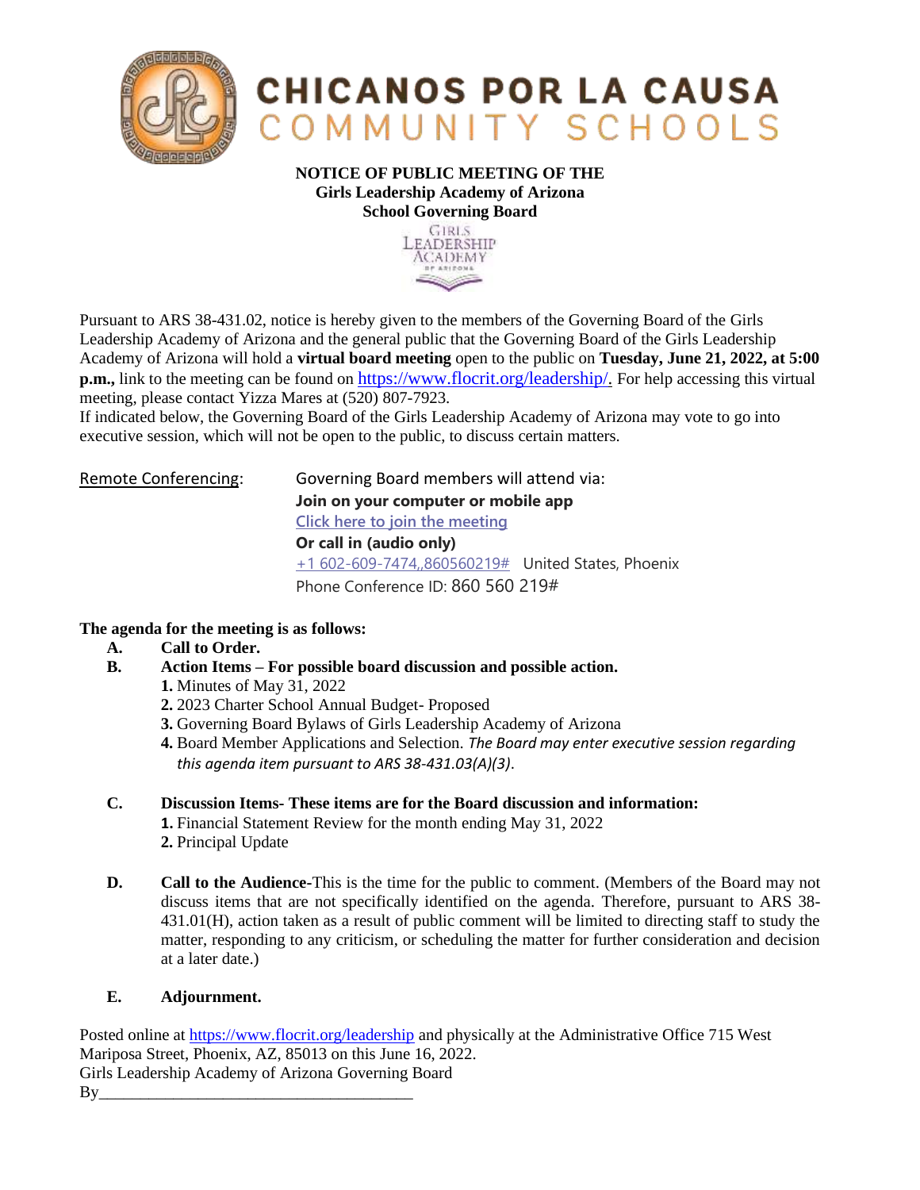# CHICANOS POR LA CAUSA COMMUNITY SCHOOLS

**NOTICE OF PUBLIC MEETING OF THE**
**Girls Leadership Academy of Arizona**
**School Governing Board**

Pursuant to ARS 38-431.02, notice is hereby given to the members of the Governing Board of the Girls Leadership Academy of Arizona and the general public that the Governing Board of the Girls Leadership Academy of Arizona will hold a **virtual board meeting** open to the public on **Tuesday, June 21, 2022, at 5:00 p.m.,** link to the meeting can be found on https://www.flocrit.org/leadership/. For help accessing this virtual meeting, please contact Yizza Mares at (520) 807-7923.
If indicated below, the Governing Board of the Girls Leadership Academy of Arizona may vote to go into executive session, which will not be open to the public, to discuss certain matters.

Remote Conferencing: Governing Board members will attend via:
**Join on your computer or mobile app**
Click here to join the meeting
**Or call in (audio only)**
+1 602-609-7474,,860560219# United States, Phoenix
Phone Conference ID: 860 560 219#

**The agenda for the meeting is as follows:**

- **A. Call to Order.**
- **B. Action Items – For possible board discussion and possible action.**
  - **1.** Minutes of May 31, 2022
  - **2.** 2023 Charter School Annual Budget- Proposed
  - **3.** Governing Board Bylaws of Girls Leadership Academy of Arizona
  - **4.** Board Member Applications and Selection. *The Board may enter executive session regarding this agenda item pursuant to ARS 38-431.03(A)(3).*
- **C. Discussion Items- These items are for the Board discussion and information:**
  - **1.** Financial Statement Review for the month ending May 31, 2022
  - **2.** Principal Update
- **D. Call to the Audience**-This is the time for the public to comment. (Members of the Board may not discuss items that are not specifically identified on the agenda. Therefore, pursuant to ARS 38-431.01(H), action taken as a result of public comment will be limited to directing staff to study the matter, responding to any criticism, or scheduling the matter for further consideration and decision at a later date.)
- **E. Adjournment.**

Posted online at https://www.flocrit.org/leadership and physically at the Administrative Office 715 West Mariposa Street, Phoenix, AZ, 85013 on this June 16, 2022.
Girls Leadership Academy of Arizona Governing Board
By\_\_\_\_\_\_\_\_\_\_\_\_\_\_\_\_\_\_\_\_\_\_\_\_\_\_\_\_\_\_\_\_\_\_\_\_\_\_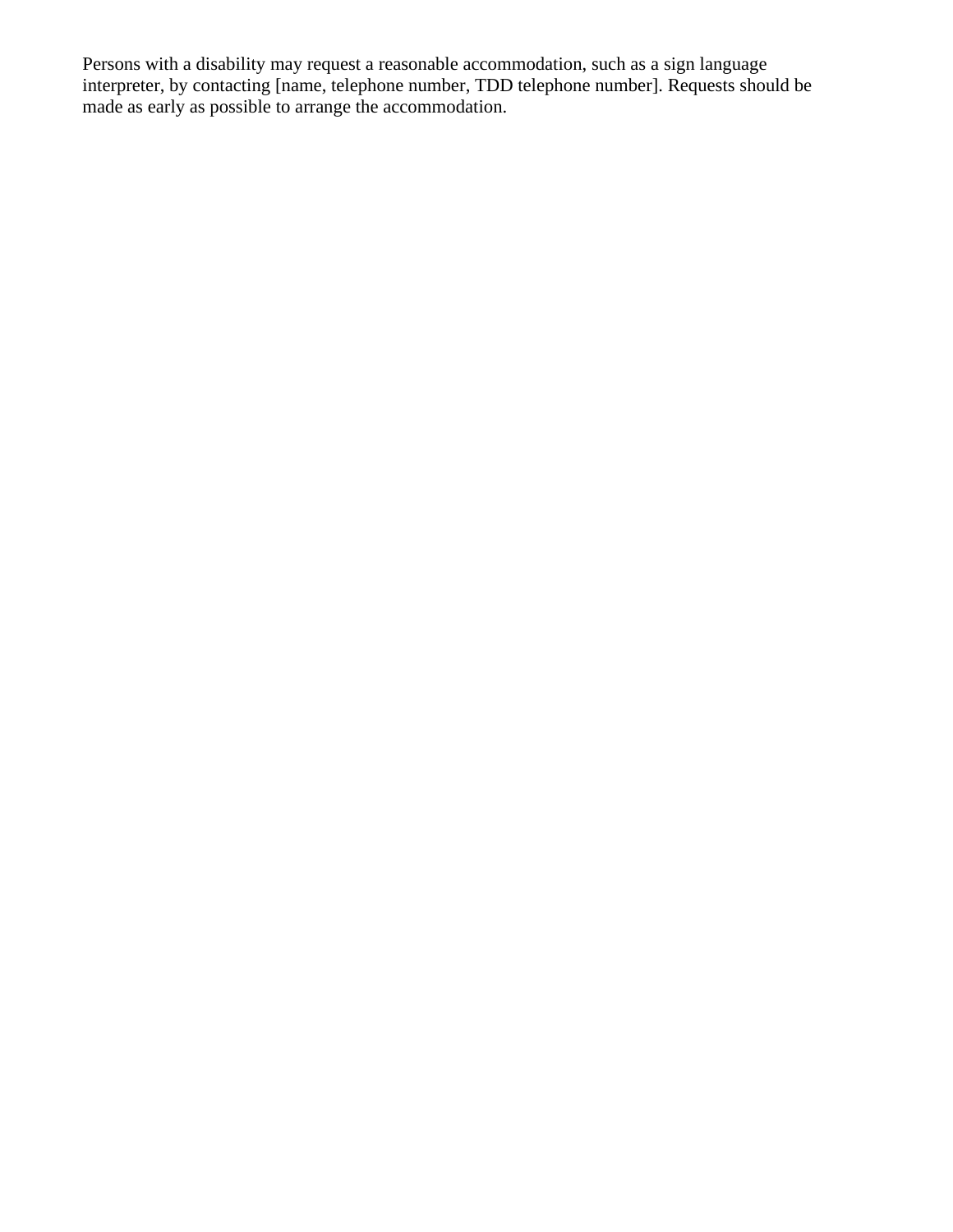Persons with a disability may request a reasonable accommodation, such as a sign language interpreter, by contacting [name, telephone number, TDD telephone number]. Requests should be made as early as possible to arrange the accommodation.